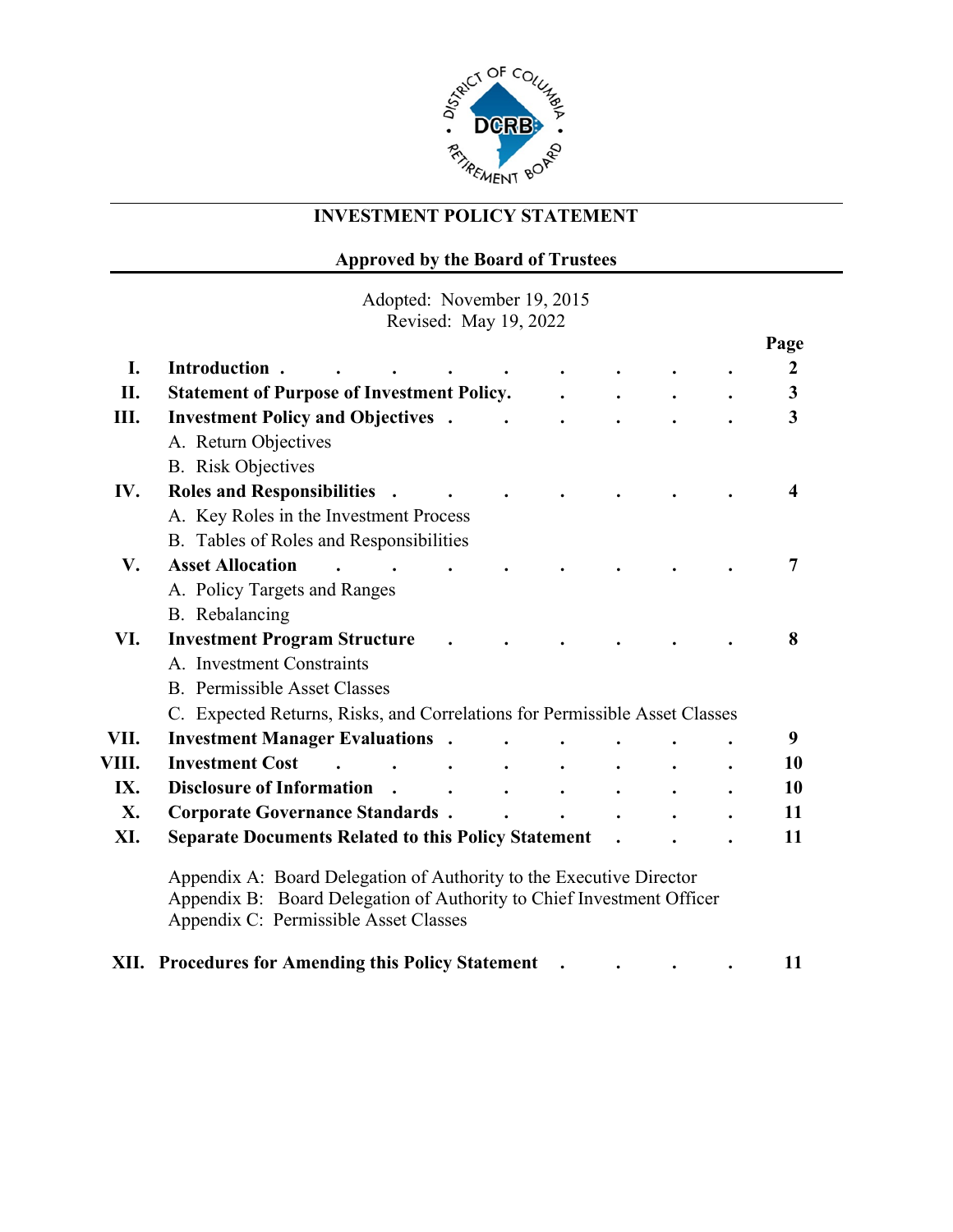# INVESTMENT POLICY STATEMENT

## Approved by the Board of Trustees

Adopted: November 19, 2015
Revised: May 19, 2022

| | | Page |
|---|---|---|
| **I.** | **Introduction** | **2** |
| **II.** | **Statement of Purpose of Investment Policy.** | **3** |
| **III.** | **Investment Policy and Objectives** | **3** |
| | A. Return Objectives | |
| | B. Risk Objectives | |
| **IV.** | **Roles and Responsibilities** | **4** |
| | A. Key Roles in the Investment Process | |
| | B. Tables of Roles and Responsibilities | |
| **V.** | **Asset Allocation** | **7** |
| | A. Policy Targets and Ranges | |
| | B. Rebalancing | |
| **VI.** | **Investment Program Structure** | **8** |
| | A. Investment Constraints | |
| | B. Permissible Asset Classes | |
| | C. Expected Returns, Risks, and Correlations for Permissible Asset Classes | |
| **VII.** | **Investment Manager Evaluations** | **9** |
| **VIII.** | **Investment Cost** | **10** |
| **IX.** | **Disclosure of Information** | **10** |
| **X.** | **Corporate Governance Standards** | **11** |
| **XI.** | **Separate Documents Related to this Policy Statement** | **11** |
| | Appendix A: Board Delegation of Authority to the Executive Director | |
| | Appendix B: Board Delegation of Authority to Chief Investment Officer | |
| | Appendix C: Permissible Asset Classes | |
| **XII.** | **Procedures for Amending this Policy Statement** | **11** |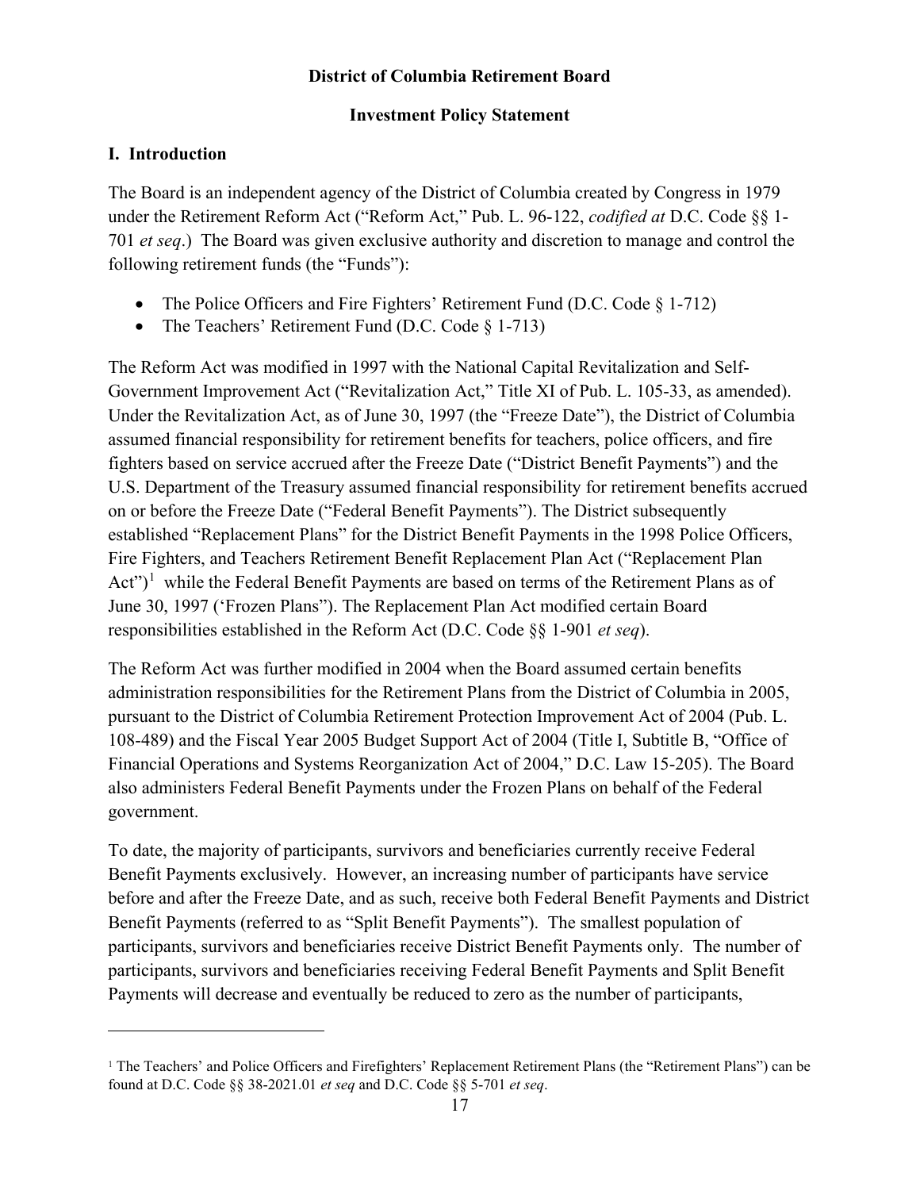**District of Columbia Retirement Board**

**Investment Policy Statement**

## I. Introduction

The Board is an independent agency of the District of Columbia created by Congress in 1979 under the Retirement Reform Act ("Reform Act," Pub. L. 96-122, *codified at* D.C. Code §§ 1-701 *et seq*.) The Board was given exclusive authority and discretion to manage and control the following retirement funds (the "Funds"):

- The Police Officers and Fire Fighters' Retirement Fund (D.C. Code § 1-712)
- The Teachers' Retirement Fund (D.C. Code § 1-713)

The Reform Act was modified in 1997 with the National Capital Revitalization and Self-Government Improvement Act ("Revitalization Act," Title XI of Pub. L. 105-33, as amended). Under the Revitalization Act, as of June 30, 1997 (the "Freeze Date"), the District of Columbia assumed financial responsibility for retirement benefits for teachers, police officers, and fire fighters based on service accrued after the Freeze Date ("District Benefit Payments") and the U.S. Department of the Treasury assumed financial responsibility for retirement benefits accrued on or before the Freeze Date ("Federal Benefit Payments"). The District subsequently established "Replacement Plans" for the District Benefit Payments in the 1998 Police Officers, Fire Fighters, and Teachers Retirement Benefit Replacement Plan Act ("Replacement Plan Act")[1] while the Federal Benefit Payments are based on terms of the Retirement Plans as of June 30, 1997 ('Frozen Plans"). The Replacement Plan Act modified certain Board responsibilities established in the Reform Act (D.C. Code §§ 1-901 *et seq*).

The Reform Act was further modified in 2004 when the Board assumed certain benefits administration responsibilities for the Retirement Plans from the District of Columbia in 2005, pursuant to the District of Columbia Retirement Protection Improvement Act of 2004 (Pub. L. 108-489) and the Fiscal Year 2005 Budget Support Act of 2004 (Title I, Subtitle B, "Office of Financial Operations and Systems Reorganization Act of 2004," D.C. Law 15-205). The Board also administers Federal Benefit Payments under the Frozen Plans on behalf of the Federal government.

To date, the majority of participants, survivors and beneficiaries currently receive Federal Benefit Payments exclusively. However, an increasing number of participants have service before and after the Freeze Date, and as such, receive both Federal Benefit Payments and District Benefit Payments (referred to as "Split Benefit Payments"). The smallest population of participants, survivors and beneficiaries receive District Benefit Payments only. The number of participants, survivors and beneficiaries receiving Federal Benefit Payments and Split Benefit Payments will decrease and eventually be reduced to zero as the number of participants,

[1] The Teachers' and Police Officers and Firefighters' Replacement Retirement Plans (the "Retirement Plans") can be found at D.C. Code §§ 38-2021.01 *et seq* and D.C. Code §§ 5-701 *et seq*.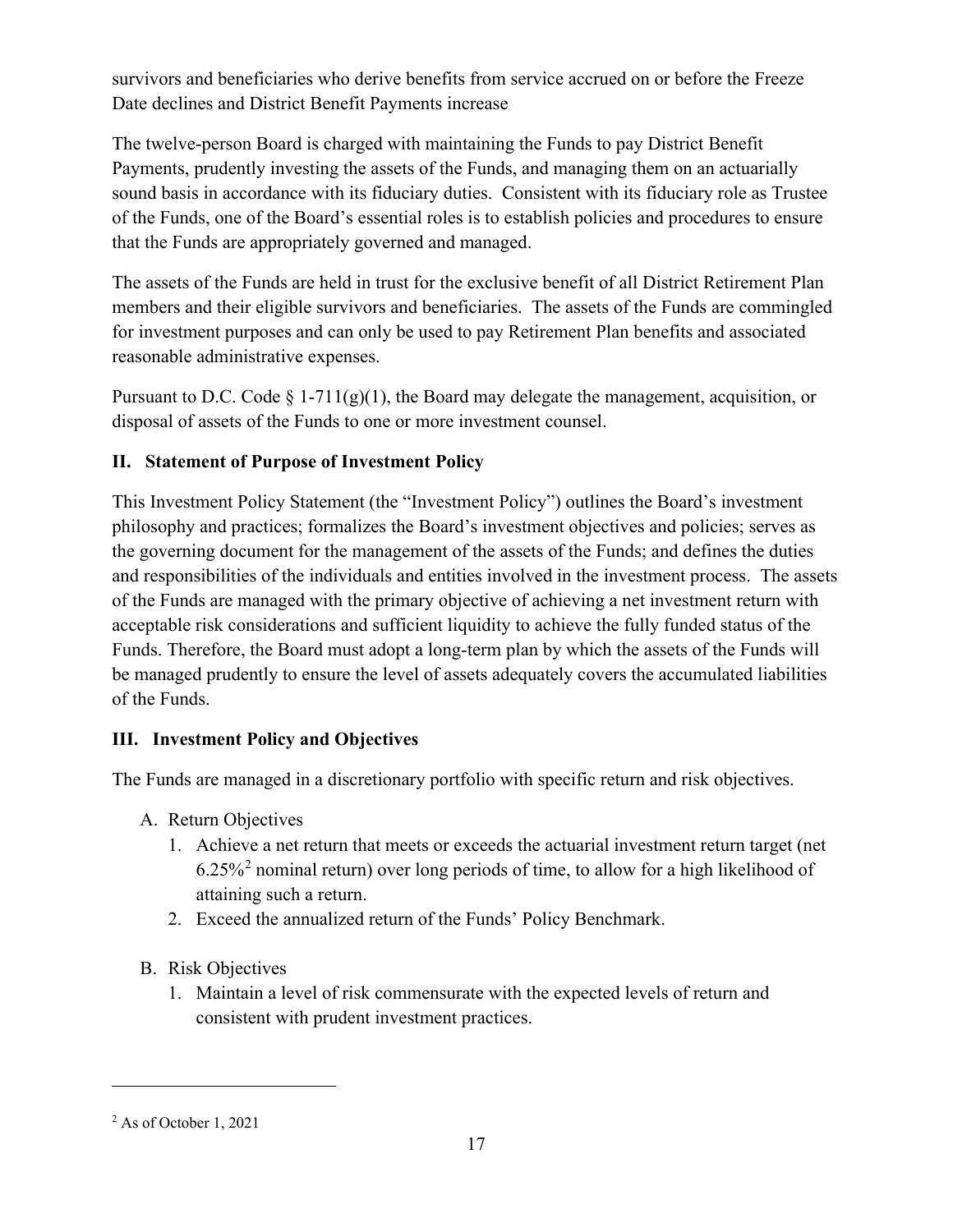survivors and beneficiaries who derive benefits from service accrued on or before the Freeze Date declines and District Benefit Payments increase

The twelve-person Board is charged with maintaining the Funds to pay District Benefit Payments, prudently investing the assets of the Funds, and managing them on an actuarially sound basis in accordance with its fiduciary duties. Consistent with its fiduciary role as Trustee of the Funds, one of the Board's essential roles is to establish policies and procedures to ensure that the Funds are appropriately governed and managed.

The assets of the Funds are held in trust for the exclusive benefit of all District Retirement Plan members and their eligible survivors and beneficiaries. The assets of the Funds are commingled for investment purposes and can only be used to pay Retirement Plan benefits and associated reasonable administrative expenses.

Pursuant to D.C. Code § 1-711(g)(1), the Board may delegate the management, acquisition, or disposal of assets of the Funds to one or more investment counsel.

## II. Statement of Purpose of Investment Policy

This Investment Policy Statement (the "Investment Policy") outlines the Board's investment philosophy and practices; formalizes the Board's investment objectives and policies; serves as the governing document for the management of the assets of the Funds; and defines the duties and responsibilities of the individuals and entities involved in the investment process. The assets of the Funds are managed with the primary objective of achieving a net investment return with acceptable risk considerations and sufficient liquidity to achieve the fully funded status of the Funds. Therefore, the Board must adopt a long-term plan by which the assets of the Funds will be managed prudently to ensure the level of assets adequately covers the accumulated liabilities of the Funds.

## III. Investment Policy and Objectives

The Funds are managed in a discretionary portfolio with specific return and risk objectives.

A. Return Objectives
   1. Achieve a net return that meets or exceeds the actuarial investment return target (net 6.25%[2] nominal return) over long periods of time, to allow for a high likelihood of attaining such a return.
   2. Exceed the annualized return of the Funds' Policy Benchmark.

B. Risk Objectives
   1. Maintain a level of risk commensurate with the expected levels of return and consistent with prudent investment practices.

---

[2] As of October 1, 2021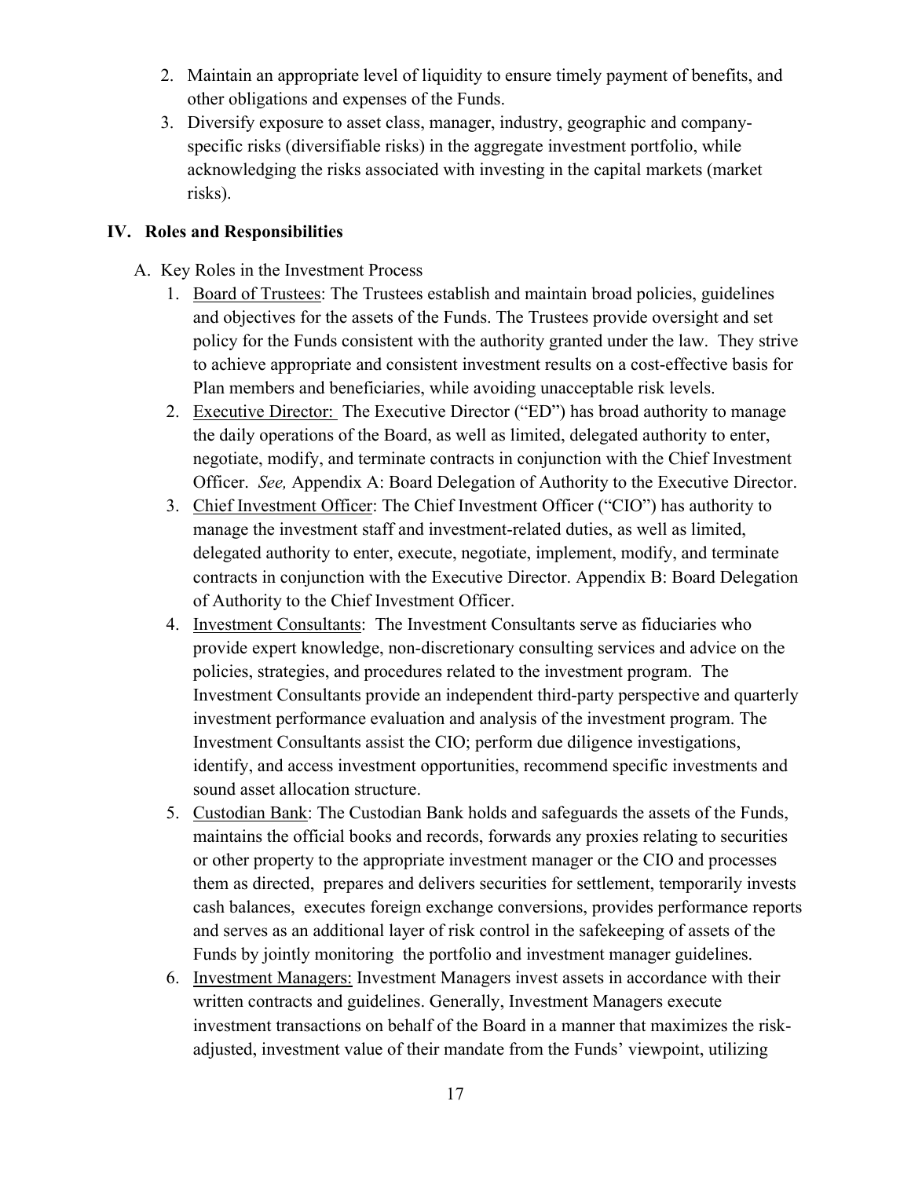2. Maintain an appropriate level of liquidity to ensure timely payment of benefits, and other obligations and expenses of the Funds.
3. Diversify exposure to asset class, manager, industry, geographic and company-specific risks (diversifiable risks) in the aggregate investment portfolio, while acknowledging the risks associated with investing in the capital markets (market risks).

## IV. Roles and Responsibilities

A. Key Roles in the Investment Process

1. Board of Trustees: The Trustees establish and maintain broad policies, guidelines and objectives for the assets of the Funds. The Trustees provide oversight and set policy for the Funds consistent with the authority granted under the law. They strive to achieve appropriate and consistent investment results on a cost-effective basis for Plan members and beneficiaries, while avoiding unacceptable risk levels.
2. Executive Director: The Executive Director ("ED") has broad authority to manage the daily operations of the Board, as well as limited, delegated authority to enter, negotiate, modify, and terminate contracts in conjunction with the Chief Investment Officer. *See,* Appendix A: Board Delegation of Authority to the Executive Director.
3. Chief Investment Officer: The Chief Investment Officer ("CIO") has authority to manage the investment staff and investment-related duties, as well as limited, delegated authority to enter, execute, negotiate, implement, modify, and terminate contracts in conjunction with the Executive Director. Appendix B: Board Delegation of Authority to the Chief Investment Officer.
4. Investment Consultants: The Investment Consultants serve as fiduciaries who provide expert knowledge, non-discretionary consulting services and advice on the policies, strategies, and procedures related to the investment program. The Investment Consultants provide an independent third-party perspective and quarterly investment performance evaluation and analysis of the investment program. The Investment Consultants assist the CIO; perform due diligence investigations, identify, and access investment opportunities, recommend specific investments and sound asset allocation structure.
5. Custodian Bank: The Custodian Bank holds and safeguards the assets of the Funds, maintains the official books and records, forwards any proxies relating to securities or other property to the appropriate investment manager or the CIO and processes them as directed, prepares and delivers securities for settlement, temporarily invests cash balances, executes foreign exchange conversions, provides performance reports and serves as an additional layer of risk control in the safekeeping of assets of the Funds by jointly monitoring the portfolio and investment manager guidelines.
6. Investment Managers: Investment Managers invest assets in accordance with their written contracts and guidelines. Generally, Investment Managers execute investment transactions on behalf of the Board in a manner that maximizes the risk-adjusted, investment value of their mandate from the Funds' viewpoint, utilizing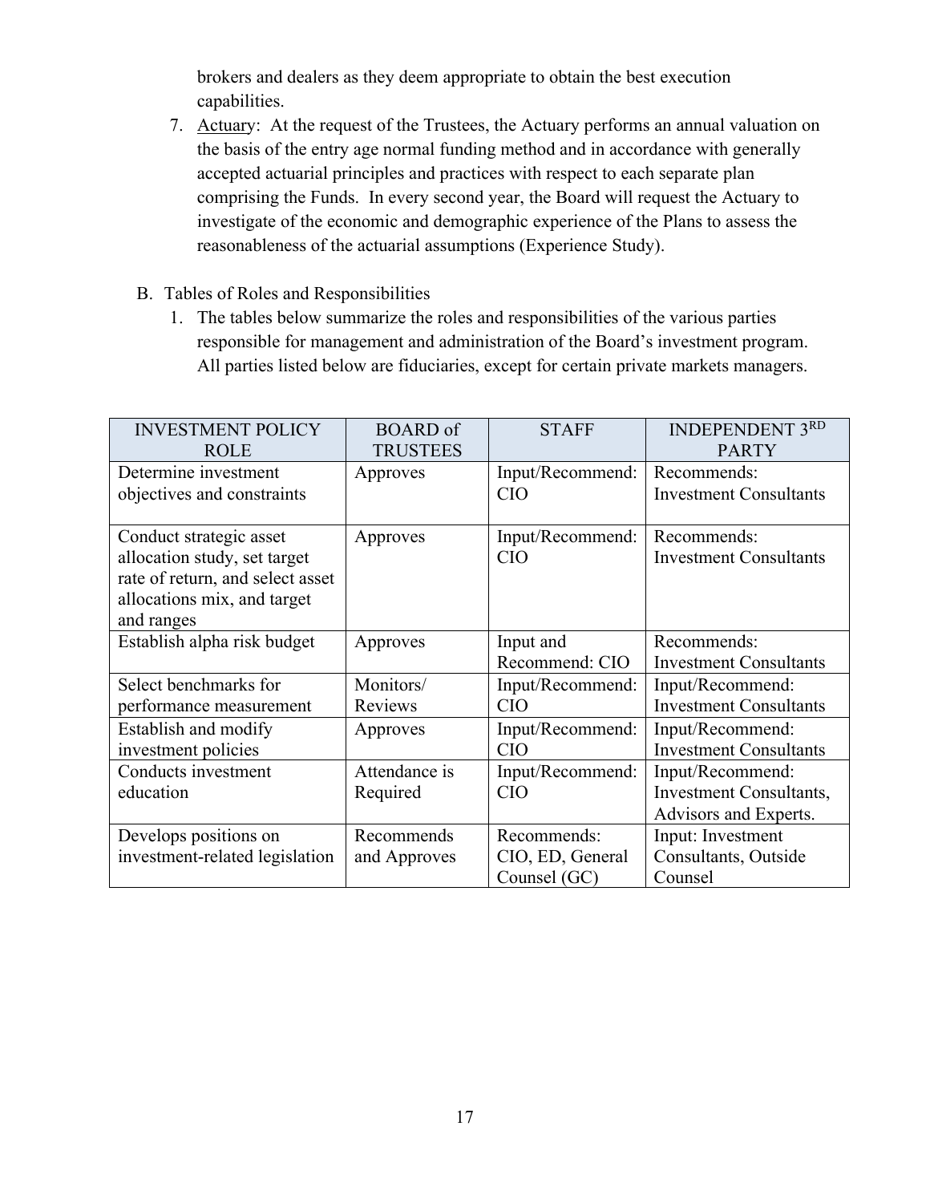brokers and dealers as they deem appropriate to obtain the best execution capabilities.

7. Actuary: At the request of the Trustees, the Actuary performs an annual valuation on the basis of the entry age normal funding method and in accordance with generally accepted actuarial principles and practices with respect to each separate plan comprising the Funds. In every second year, the Board will request the Actuary to investigate of the economic and demographic experience of the Plans to assess the reasonableness of the actuarial assumptions (Experience Study).

B. Tables of Roles and Responsibilities

1. The tables below summarize the roles and responsibilities of the various parties responsible for management and administration of the Board's investment program. All parties listed below are fiduciaries, except for certain private markets managers.

| INVESTMENT POLICY ROLE | BOARD of TRUSTEES | STAFF | INDEPENDENT 3RD PARTY |
|---|---|---|---|
| Determine investment objectives and constraints | Approves | Input/Recommend: CIO | Recommends: Investment Consultants |
| Conduct strategic asset allocation study, set target rate of return, and select asset allocations mix, and target and ranges | Approves | Input/Recommend: CIO | Recommends: Investment Consultants |
| Establish alpha risk budget | Approves | Input and Recommend: CIO | Recommends: Investment Consultants |
| Select benchmarks for performance measurement | Monitors/ Reviews | Input/Recommend: CIO | Input/Recommend: Investment Consultants |
| Establish and modify investment policies | Approves | Input/Recommend: CIO | Input/Recommend: Investment Consultants |
| Conducts investment education | Attendance is Required | Input/Recommend: CIO | Input/Recommend: Investment Consultants, Advisors and Experts. |
| Develops positions on investment-related legislation | Recommends and Approves | Recommends: CIO, ED, General Counsel (GC) | Input: Investment Consultants, Outside Counsel |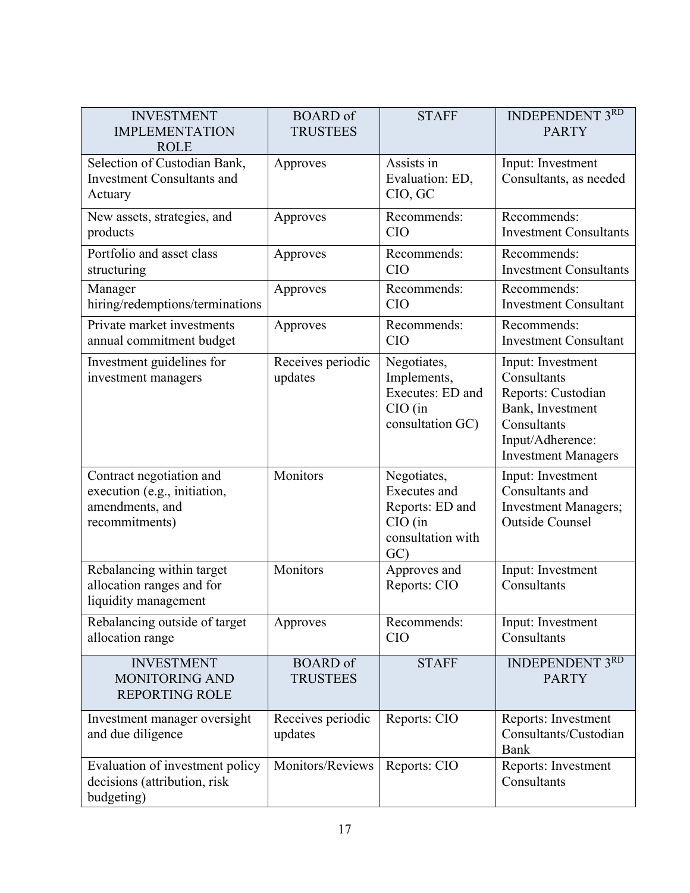| INVESTMENT IMPLEMENTATION ROLE | BOARD of TRUSTEES | STAFF | INDEPENDENT 3RD PARTY |
|---|---|---|---|
| Selection of Custodian Bank, Investment Consultants and Actuary | Approves | Assists in Evaluation: ED, CIO, GC | Input: Investment Consultants, as needed |
| New assets, strategies, and products | Approves | Recommends: CIO | Recommends: Investment Consultants |
| Portfolio and asset class structuring | Approves | Recommends: CIO | Recommends: Investment Consultants |
| Manager hiring/redemptions/terminations | Approves | Recommends: CIO | Recommends: Investment Consultant |
| Private market investments annual commitment budget | Approves | Recommends: CIO | Recommends: Investment Consultant |
| Investment guidelines for investment managers | Receives periodic updates | Negotiates, Implements, Executes: ED and CIO (in consultation GC) | Input: Investment Consultants<br>Reports: Custodian Bank, Investment Consultants<br>Input/Adherence: Investment Managers |
| Contract negotiation and execution (e.g., initiation, amendments, and recommitments) | Monitors | Negotiates, Executes and Reports: ED and CIO (in consultation with GC) | Input: Investment Consultants and Investment Managers; Outside Counsel |
| Rebalancing within target allocation ranges and for liquidity management | Monitors | Approves and Reports: CIO | Input: Investment Consultants |
| Rebalancing outside of target allocation range | Approves | Recommends: CIO | Input: Investment Consultants |
| **INVESTMENT MONITORING AND REPORTING ROLE** | **BOARD of TRUSTEES** | **STAFF** | **INDEPENDENT 3RD PARTY** |
| Investment manager oversight and due diligence | Receives periodic updates | Reports: CIO | Reports: Investment Consultants/Custodian Bank |
| Evaluation of investment policy decisions (attribution, risk budgeting) | Monitors/Reviews | Reports: CIO | Reports: Investment Consultants |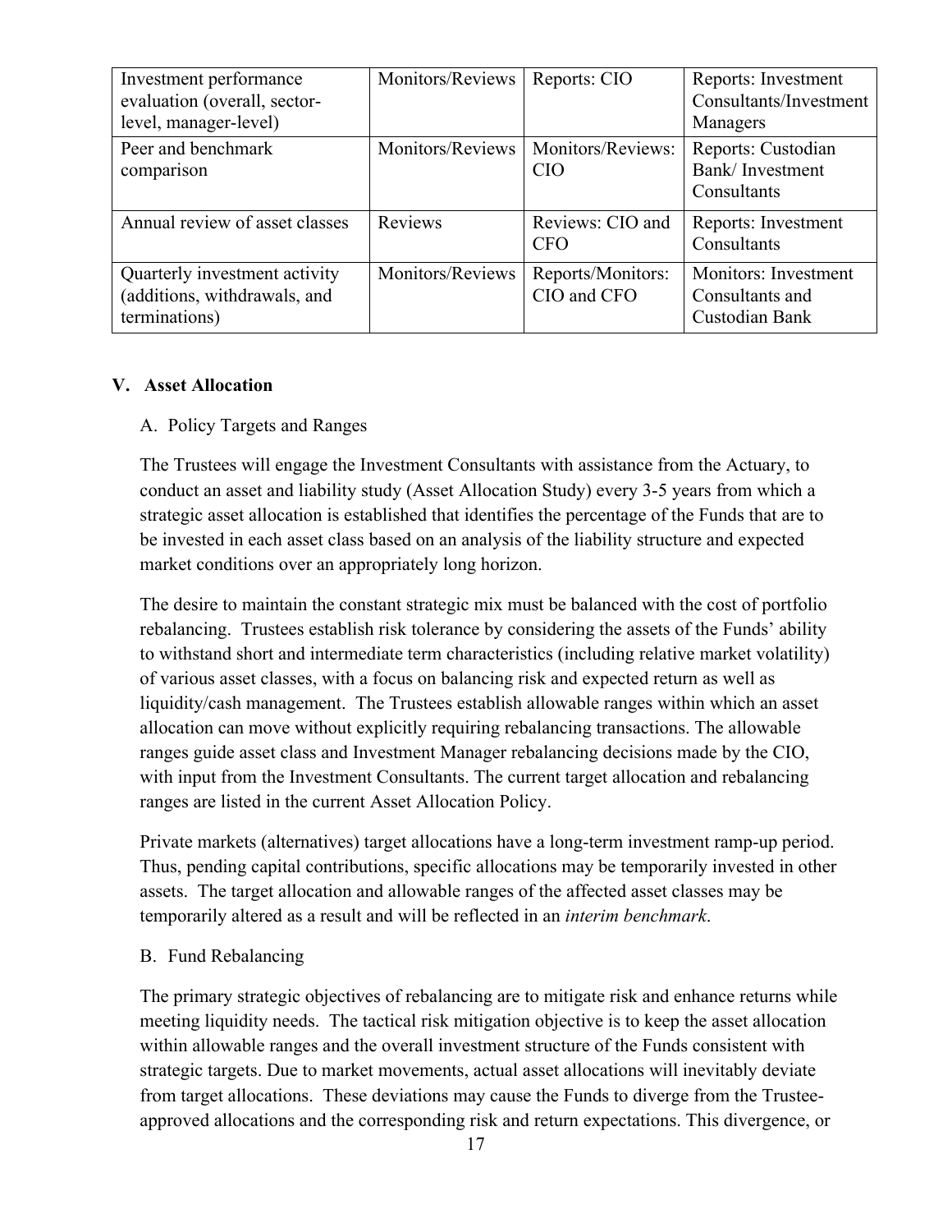| Investment performance evaluation (overall, sector-level, manager-level) | Monitors/Reviews | Reports: CIO | Reports: Investment Consultants/Investment Managers |
|---|---|---|---|
| Peer and benchmark comparison | Monitors/Reviews | Monitors/Reviews: CIO | Reports: Custodian Bank/ Investment Consultants |
| Annual review of asset classes | Reviews | Reviews: CIO and CFO | Reports: Investment Consultants |
| Quarterly investment activity (additions, withdrawals, and terminations) | Monitors/Reviews | Reports/Monitors: CIO and CFO | Monitors: Investment Consultants and Custodian Bank |

## V. Asset Allocation

### A. Policy Targets and Ranges

The Trustees will engage the Investment Consultants with assistance from the Actuary, to conduct an asset and liability study (Asset Allocation Study) every 3-5 years from which a strategic asset allocation is established that identifies the percentage of the Funds that are to be invested in each asset class based on an analysis of the liability structure and expected market conditions over an appropriately long horizon.

The desire to maintain the constant strategic mix must be balanced with the cost of portfolio rebalancing. Trustees establish risk tolerance by considering the assets of the Funds' ability to withstand short and intermediate term characteristics (including relative market volatility) of various asset classes, with a focus on balancing risk and expected return as well as liquidity/cash management. The Trustees establish allowable ranges within which an asset allocation can move without explicitly requiring rebalancing transactions. The allowable ranges guide asset class and Investment Manager rebalancing decisions made by the CIO, with input from the Investment Consultants. The current target allocation and rebalancing ranges are listed in the current Asset Allocation Policy.

Private markets (alternatives) target allocations have a long-term investment ramp-up period. Thus, pending capital contributions, specific allocations may be temporarily invested in other assets. The target allocation and allowable ranges of the affected asset classes may be temporarily altered as a result and will be reflected in an *interim benchmark*.

### B. Fund Rebalancing

The primary strategic objectives of rebalancing are to mitigate risk and enhance returns while meeting liquidity needs. The tactical risk mitigation objective is to keep the asset allocation within allowable ranges and the overall investment structure of the Funds consistent with strategic targets. Due to market movements, actual asset allocations will inevitably deviate from target allocations. These deviations may cause the Funds to diverge from the Trustee-approved allocations and the corresponding risk and return expectations. This divergence, or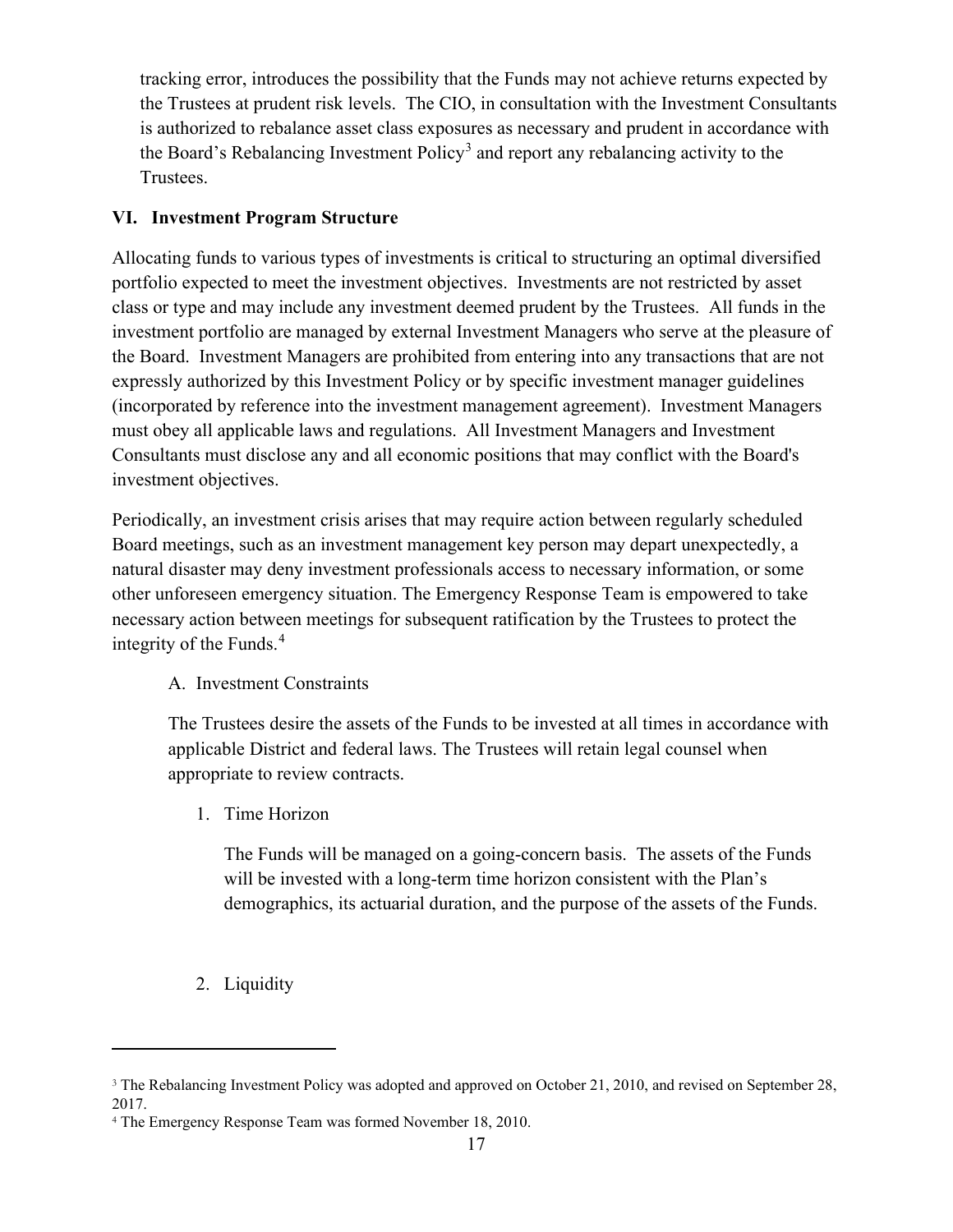tracking error, introduces the possibility that the Funds may not achieve returns expected by the Trustees at prudent risk levels. The CIO, in consultation with the Investment Consultants is authorized to rebalance asset class exposures as necessary and prudent in accordance with the Board's Rebalancing Investment Policy[3] and report any rebalancing activity to the Trustees.

## VI. Investment Program Structure

Allocating funds to various types of investments is critical to structuring an optimal diversified portfolio expected to meet the investment objectives. Investments are not restricted by asset class or type and may include any investment deemed prudent by the Trustees. All funds in the investment portfolio are managed by external Investment Managers who serve at the pleasure of the Board. Investment Managers are prohibited from entering into any transactions that are not expressly authorized by this Investment Policy or by specific investment manager guidelines (incorporated by reference into the investment management agreement). Investment Managers must obey all applicable laws and regulations. All Investment Managers and Investment Consultants must disclose any and all economic positions that may conflict with the Board's investment objectives.

Periodically, an investment crisis arises that may require action between regularly scheduled Board meetings, such as an investment management key person may depart unexpectedly, a natural disaster may deny investment professionals access to necessary information, or some other unforeseen emergency situation. The Emergency Response Team is empowered to take necessary action between meetings for subsequent ratification by the Trustees to protect the integrity of the Funds.[4]

### A. Investment Constraints

The Trustees desire the assets of the Funds to be invested at all times in accordance with applicable District and federal laws. The Trustees will retain legal counsel when appropriate to review contracts.

#### 1. Time Horizon

The Funds will be managed on a going-concern basis. The assets of the Funds will be invested with a long-term time horizon consistent with the Plan's demographics, its actuarial duration, and the purpose of the assets of the Funds.

#### 2. Liquidity

---

[3] The Rebalancing Investment Policy was adopted and approved on October 21, 2010, and revised on September 28, 2017.

[4] The Emergency Response Team was formed November 18, 2010.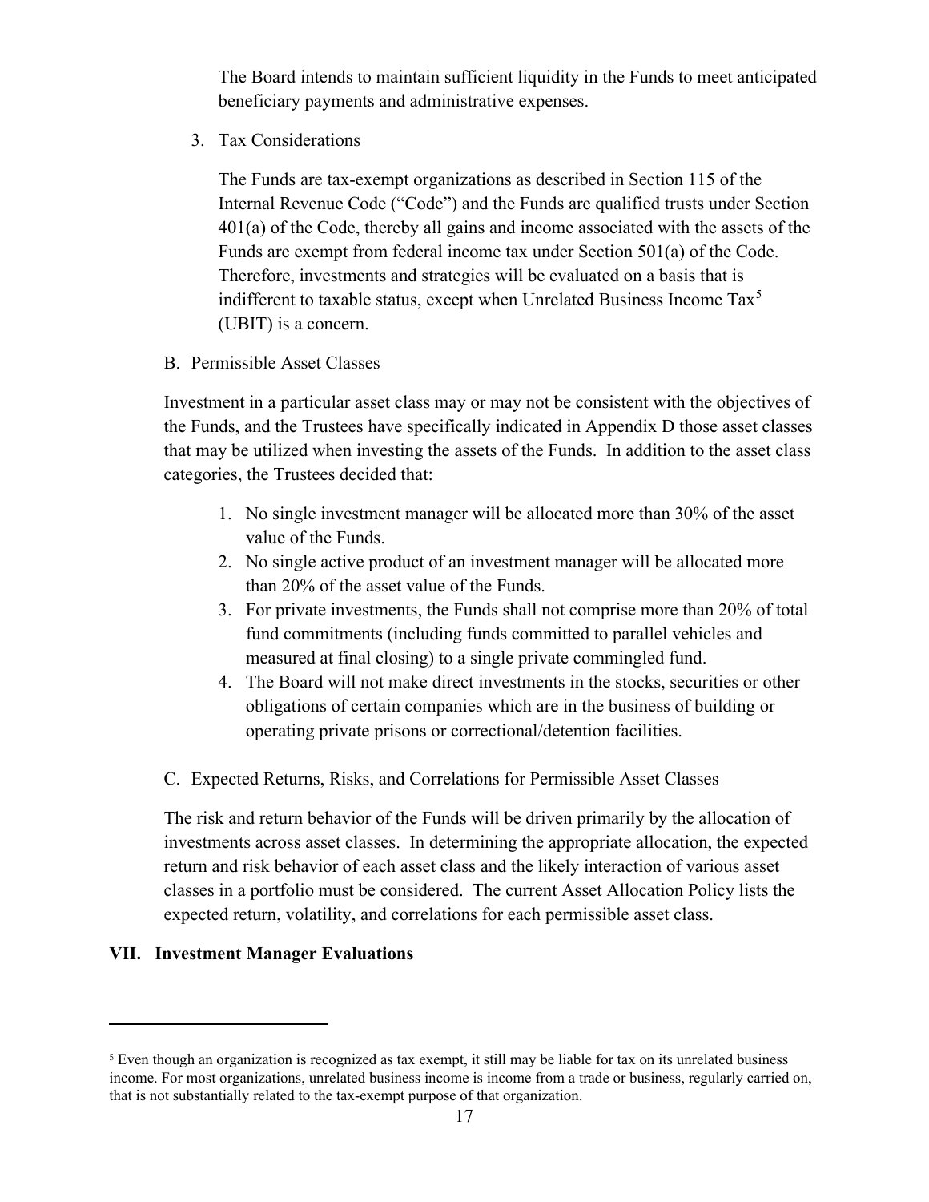The Board intends to maintain sufficient liquidity in the Funds to meet anticipated beneficiary payments and administrative expenses.

3. Tax Considerations

   The Funds are tax-exempt organizations as described in Section 115 of the Internal Revenue Code ("Code") and the Funds are qualified trusts under Section 401(a) of the Code, thereby all gains and income associated with the assets of the Funds are exempt from federal income tax under Section 501(a) of the Code. Therefore, investments and strategies will be evaluated on a basis that is indifferent to taxable status, except when Unrelated Business Income Tax[5] (UBIT) is a concern.

B. Permissible Asset Classes

Investment in a particular asset class may or may not be consistent with the objectives of the Funds, and the Trustees have specifically indicated in Appendix D those asset classes that may be utilized when investing the assets of the Funds. In addition to the asset class categories, the Trustees decided that:

1. No single investment manager will be allocated more than 30% of the asset value of the Funds.
2. No single active product of an investment manager will be allocated more than 20% of the asset value of the Funds.
3. For private investments, the Funds shall not comprise more than 20% of total fund commitments (including funds committed to parallel vehicles and measured at final closing) to a single private commingled fund.
4. The Board will not make direct investments in the stocks, securities or other obligations of certain companies which are in the business of building or operating private prisons or correctional/detention facilities.

C. Expected Returns, Risks, and Correlations for Permissible Asset Classes

The risk and return behavior of the Funds will be driven primarily by the allocation of investments across asset classes. In determining the appropriate allocation, the expected return and risk behavior of each asset class and the likely interaction of various asset classes in a portfolio must be considered. The current Asset Allocation Policy lists the expected return, volatility, and correlations for each permissible asset class.

## VII. Investment Manager Evaluations

---

[5] Even though an organization is recognized as tax exempt, it still may be liable for tax on its unrelated business income. For most organizations, unrelated business income is income from a trade or business, regularly carried on, that is not substantially related to the tax-exempt purpose of that organization.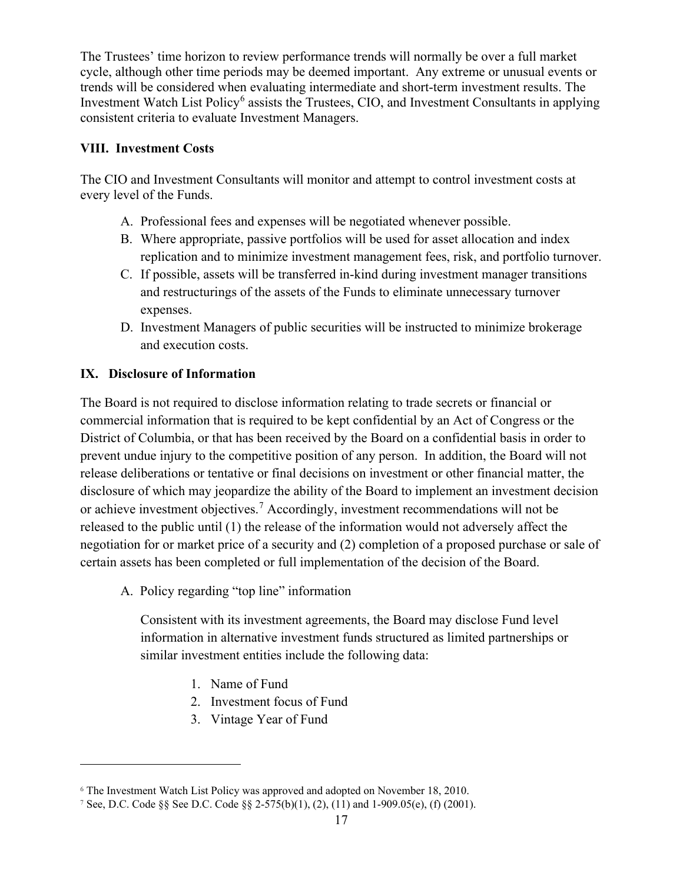The Trustees' time horizon to review performance trends will normally be over a full market cycle, although other time periods may be deemed important. Any extreme or unusual events or trends will be considered when evaluating intermediate and short-term investment results. The Investment Watch List Policy[6] assists the Trustees, CIO, and Investment Consultants in applying consistent criteria to evaluate Investment Managers.

## VIII. Investment Costs

The CIO and Investment Consultants will monitor and attempt to control investment costs at every level of the Funds.

A. Professional fees and expenses will be negotiated whenever possible.
B. Where appropriate, passive portfolios will be used for asset allocation and index replication and to minimize investment management fees, risk, and portfolio turnover.
C. If possible, assets will be transferred in-kind during investment manager transitions and restructurings of the assets of the Funds to eliminate unnecessary turnover expenses.
D. Investment Managers of public securities will be instructed to minimize brokerage and execution costs.

## IX. Disclosure of Information

The Board is not required to disclose information relating to trade secrets or financial or commercial information that is required to be kept confidential by an Act of Congress or the District of Columbia, or that has been received by the Board on a confidential basis in order to prevent undue injury to the competitive position of any person. In addition, the Board will not release deliberations or tentative or final decisions on investment or other financial matter, the disclosure of which may jeopardize the ability of the Board to implement an investment decision or achieve investment objectives.[7] Accordingly, investment recommendations will not be released to the public until (1) the release of the information would not adversely affect the negotiation for or market price of a security and (2) completion of a proposed purchase or sale of certain assets has been completed or full implementation of the decision of the Board.

A. Policy regarding "top line" information

   Consistent with its investment agreements, the Board may disclose Fund level information in alternative investment funds structured as limited partnerships or similar investment entities include the following data:

   1. Name of Fund
   2. Investment focus of Fund
   3. Vintage Year of Fund

---

[6] The Investment Watch List Policy was approved and adopted on November 18, 2010.

[7] See, D.C. Code §§ See D.C. Code §§ 2-575(b)(1), (2), (11) and 1-909.05(e), (f) (2001).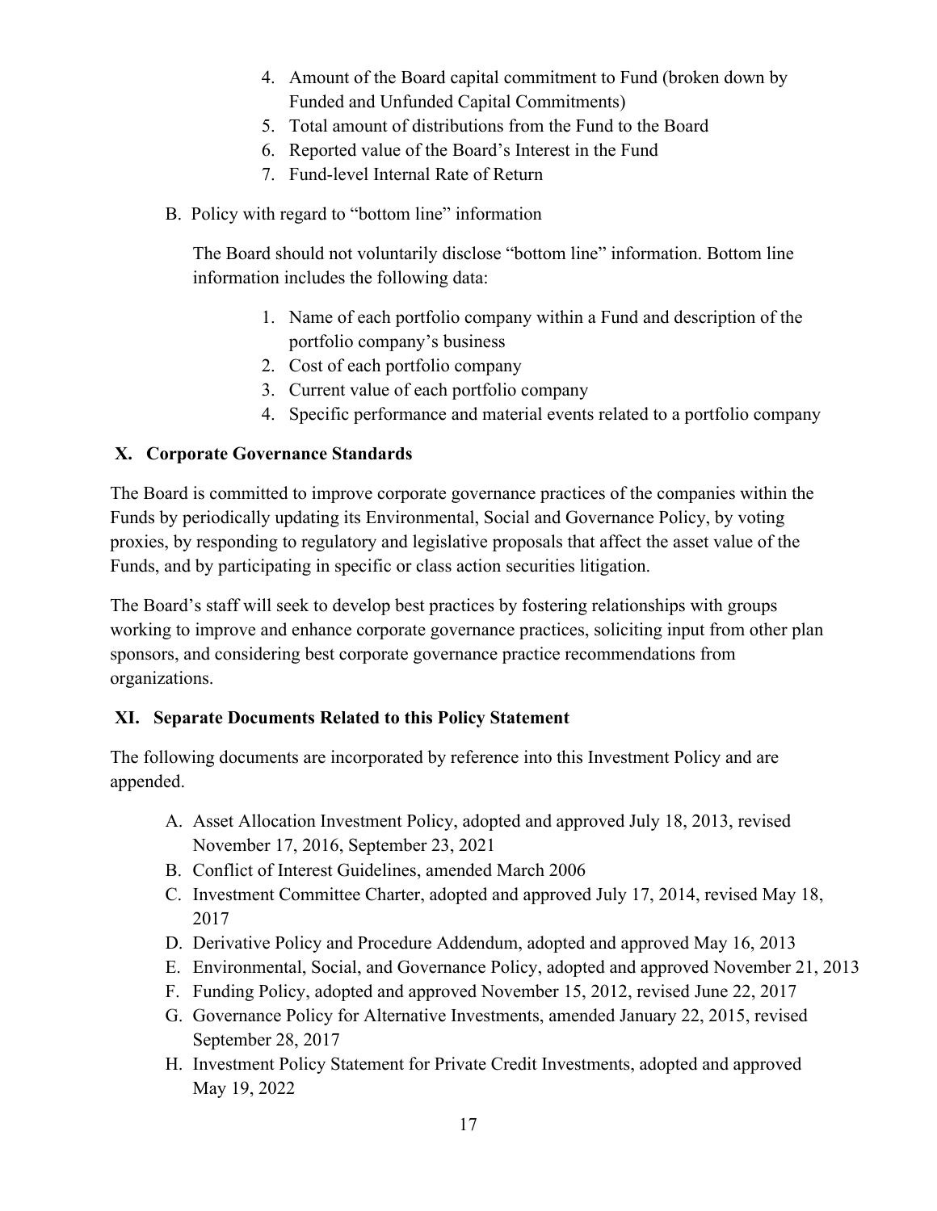4. Amount of the Board capital commitment to Fund (broken down by Funded and Unfunded Capital Commitments)
5. Total amount of distributions from the Fund to the Board
6. Reported value of the Board's Interest in the Fund
7. Fund-level Internal Rate of Return

B. Policy with regard to "bottom line" information

The Board should not voluntarily disclose "bottom line" information. Bottom line information includes the following data:

1. Name of each portfolio company within a Fund and description of the portfolio company's business
2. Cost of each portfolio company
3. Current value of each portfolio company
4. Specific performance and material events related to a portfolio company

## X. Corporate Governance Standards

The Board is committed to improve corporate governance practices of the companies within the Funds by periodically updating its Environmental, Social and Governance Policy, by voting proxies, by responding to regulatory and legislative proposals that affect the asset value of the Funds, and by participating in specific or class action securities litigation.

The Board's staff will seek to develop best practices by fostering relationships with groups working to improve and enhance corporate governance practices, soliciting input from other plan sponsors, and considering best corporate governance practice recommendations from organizations.

## XI. Separate Documents Related to this Policy Statement

The following documents are incorporated by reference into this Investment Policy and are appended.

A. Asset Allocation Investment Policy, adopted and approved July 18, 2013, revised November 17, 2016, September 23, 2021
B. Conflict of Interest Guidelines, amended March 2006
C. Investment Committee Charter, adopted and approved July 17, 2014, revised May 18, 2017
D. Derivative Policy and Procedure Addendum, adopted and approved May 16, 2013
E. Environmental, Social, and Governance Policy, adopted and approved November 21, 2013
F. Funding Policy, adopted and approved November 15, 2012, revised June 22, 2017
G. Governance Policy for Alternative Investments, amended January 22, 2015, revised September 28, 2017
H. Investment Policy Statement for Private Credit Investments, adopted and approved May 19, 2022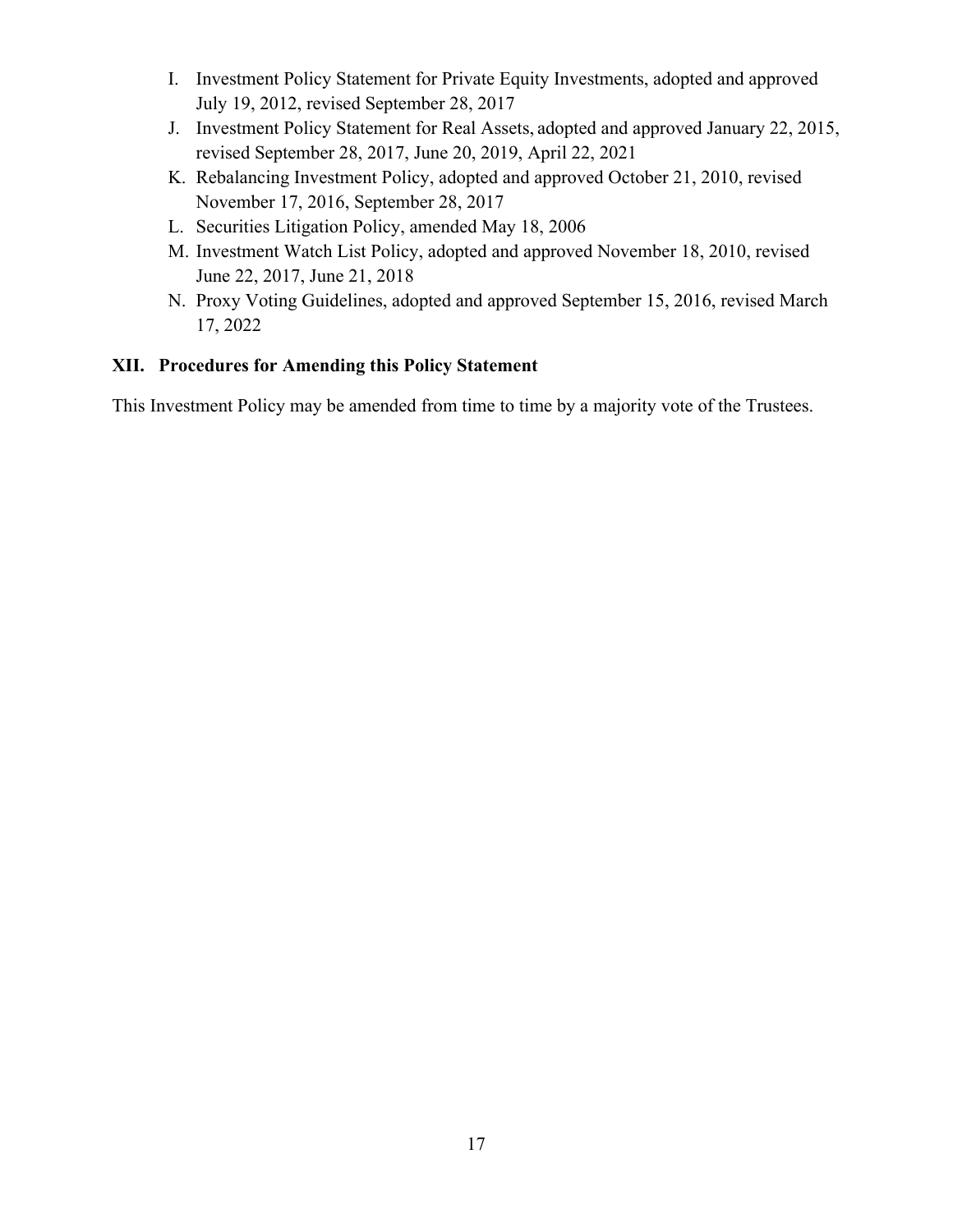I. Investment Policy Statement for Private Equity Investments, adopted and approved July 19, 2012, revised September 28, 2017
J. Investment Policy Statement for Real Assets, adopted and approved January 22, 2015, revised September 28, 2017, June 20, 2019, April 22, 2021
K. Rebalancing Investment Policy, adopted and approved October 21, 2010, revised November 17, 2016, September 28, 2017
L. Securities Litigation Policy, amended May 18, 2006
M. Investment Watch List Policy, adopted and approved November 18, 2010, revised June 22, 2017, June 21, 2018
N. Proxy Voting Guidelines, adopted and approved September 15, 2016, revised March 17, 2022

## XII. Procedures for Amending this Policy Statement

This Investment Policy may be amended from time to time by a majority vote of the Trustees.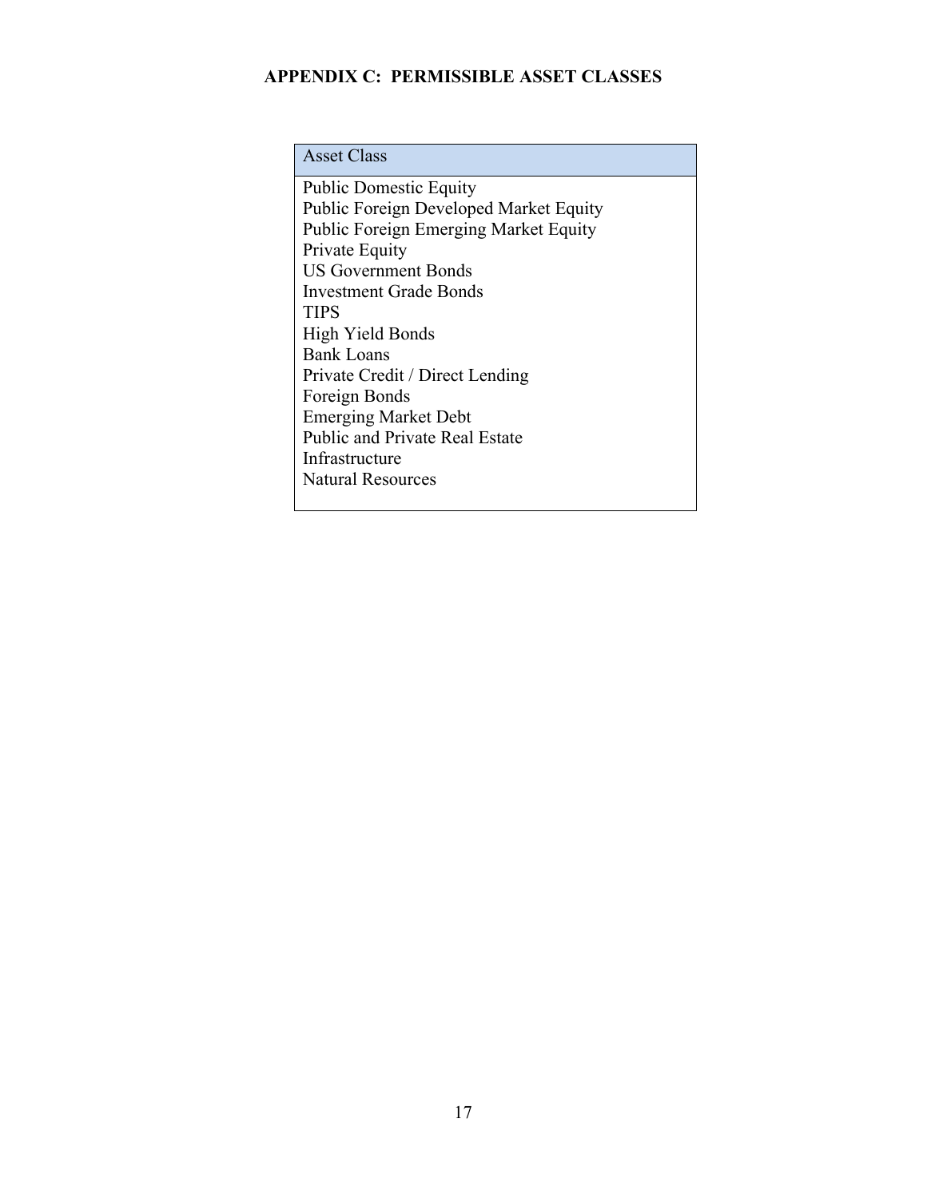## APPENDIX C: PERMISSIBLE ASSET CLASSES

| Asset Class |
| --- |
| Public Domestic Equity |
| Public Foreign Developed Market Equity |
| Public Foreign Emerging Market Equity |
| Private Equity |
| US Government Bonds |
| Investment Grade Bonds |
| TIPS |
| High Yield Bonds |
| Bank Loans |
| Private Credit / Direct Lending |
| Foreign Bonds |
| Emerging Market Debt |
| Public and Private Real Estate |
| Infrastructure |
| Natural Resources |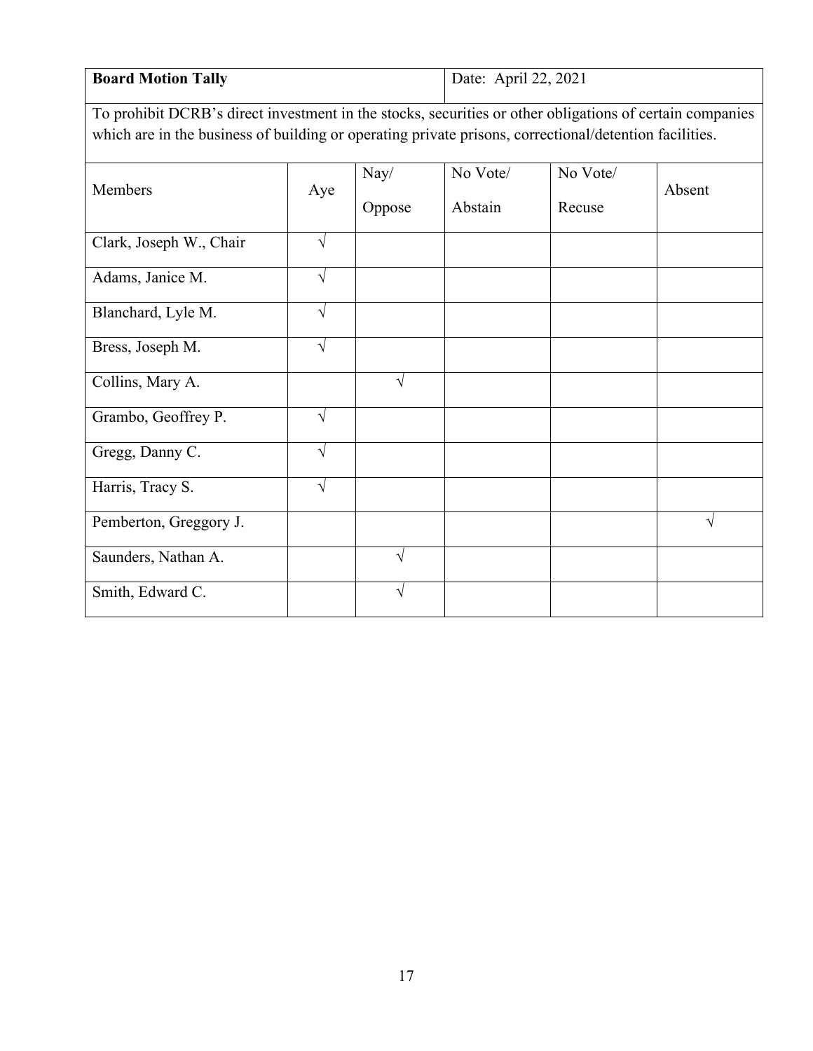| **Board Motion Tally** | | | Date: April 22, 2021 | | |
|---|---|---|---|---|---|
| To prohibit DCRB's direct investment in the stocks, securities or other obligations of certain companies which are in the business of building or operating private prisons, correctional/detention facilities. | | | | | |
| Members | Aye | Nay/ Oppose | No Vote/ Abstain | No Vote/ Recuse | Absent |
| Clark, Joseph W., Chair | √ | | | | |
| Adams, Janice M. | √ | | | | |
| Blanchard, Lyle M. | √ | | | | |
| Bress, Joseph M. | √ | | | | |
| Collins, Mary A. | | √ | | | |
| Grambo, Geoffrey P. | √ | | | | |
| Gregg, Danny C. | √ | | | | |
| Harris, Tracy S. | √ | | | | |
| Pemberton, Greggory J. | | | | | √ |
| Saunders, Nathan A. | | √ | | | |
| Smith, Edward C. | | √ | | | |